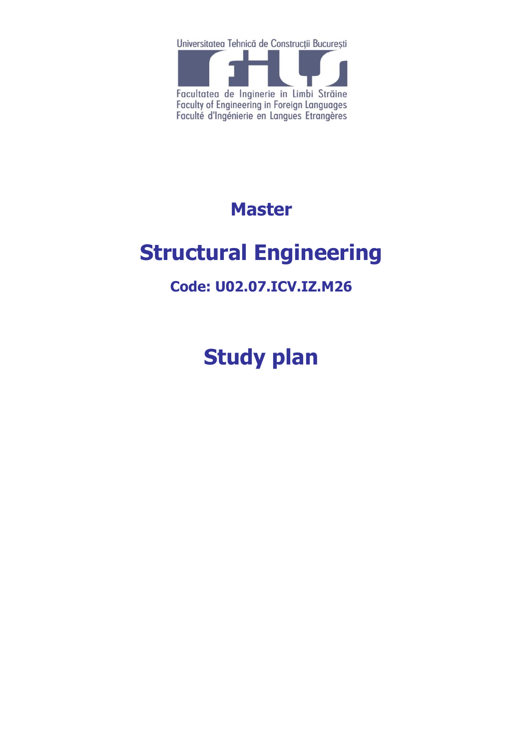Universitatea Tehnică de Construcții București

Facultatea de Inginerie în Limbi Străine
Faculty of Engineering in Foreign Languages
Faculté d'Ingénierie en Langues Etrangères

# Master

# Structural Engineering

### Code: U02.07.ICV.IZ.M26

# Study plan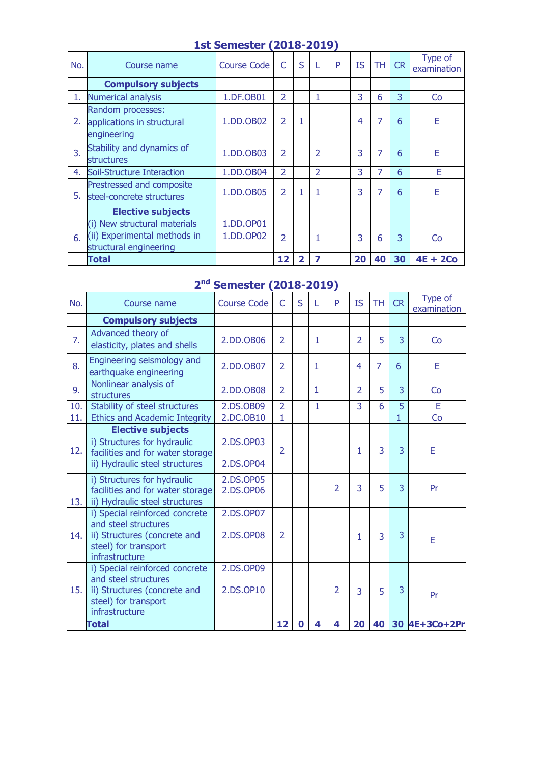## 1st Semester (2018-2019)

| No. | Course name | Course Code | C | S | L | P | IS | TH | CR | Type of examination |
|---|---|---|---|---|---|---|---|---|---|---|
| | **Compulsory subjects** | | | | | | | | | |
| 1. | Numerical analysis | 1.DF.OB01 | 2 | | 1 | | 3 | 6 | 3 | Co |
| 2. | Random processes: applications in structural engineering | 1.DD.OB02 | 2 | 1 | | | 4 | 7 | 6 | E |
| 3. | Stability and dynamics of structures | 1.DD.OB03 | 2 | | 2 | | 3 | 7 | 6 | E |
| 4. | Soil-Structure Interaction | 1.DD.OB04 | 2 | | 2 | | 3 | 7 | 6 | E |
| 5. | Prestressed and composite steel-concrete structures | 1.DD.OB05 | 2 | 1 | 1 | | 3 | 7 | 6 | E |
| | **Elective subjects** | | | | | | | | | |
| 6. | (i) New structural materials (ii) Experimental methods in structural engineering | 1.DD.OP01 1.DD.OP02 | 2 | | 1 | | 3 | 6 | 3 | Co |
| | **Total** | | **12** | **2** | **7** | | **20** | **40** | **30** | **4E + 2Co** |

## 2nd Semester (2018-2019)

| No. | Course name | Course Code | C | S | L | P | IS | TH | CR | Type of examination |
|---|---|---|---|---|---|---|---|---|---|---|
| | **Compulsory subjects** | | | | | | | | | |
| 7. | Advanced theory of elasticity, plates and shells | 2.DD.OB06 | 2 | | 1 | | 2 | 5 | 3 | Co |
| 8. | Engineering seismology and earthquake engineering | 2.DD.OB07 | 2 | | 1 | | 4 | 7 | 6 | E |
| 9. | Nonlinear analysis of structures | 2.DD.OB08 | 2 | | 1 | | 2 | 5 | 3 | Co |
| 10. | Stability of steel structures | 2.DS.OB09 | 2 | | 1 | | 3 | 6 | 5 | E |
| 11. | Ethics and Academic Integrity | 2.DC.OB10 | 1 | | | | | | 1 | Co |
| | **Elective subjects** | | | | | | | | | |
| 12. | i) Structures for hydraulic facilities and for water storage ii) Hydraulic steel structures | 2.DS.OP03 2.DS.OP04 | 2 | | | | 1 | 3 | 3 | E |
| 13. | i) Structures for hydraulic facilities and for water storage ii) Hydraulic steel structures | 2.DS.OP05 2.DS.OP06 | | | | 2 | 3 | 5 | 3 | Pr |
| 14. | i) Special reinforced concrete and steel structures ii) Structures (concrete and steel) for transport infrastructure | 2.DS.OP07 2.DS.OP08 | 2 | | | | 1 | 3 | 3 | E |
| 15. | i) Special reinforced concrete and steel structures ii) Structures (concrete and steel) for transport infrastructure | 2.DS.OP09 2.DS.OP10 | | | | 2 | 3 | 5 | 3 | Pr |
| | **Total** | | **12** | **0** | **4** | **4** | **20** | **40** | **30** | **4E+3Co+2Pr** |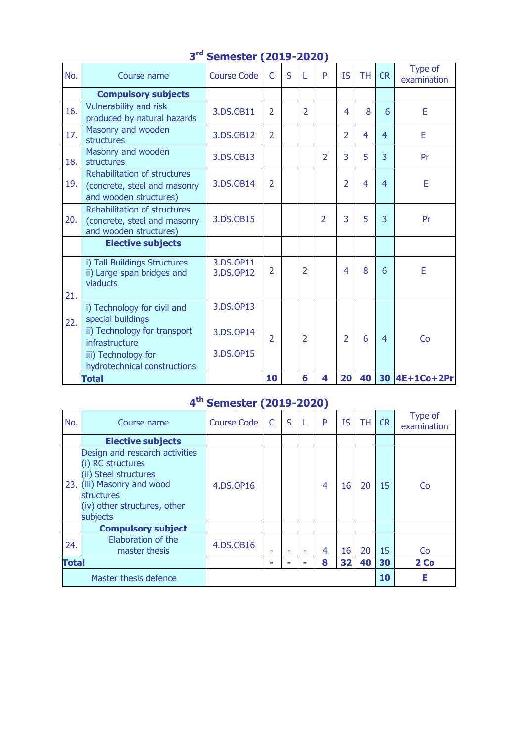## 3rd Semester (2019-2020)

| No. | Course name | Course Code | C | S | L | P | IS | TH | CR | Type of examination |
|---|---|---|---|---|---|---|---|---|---|---|
| | **Compulsory subjects** | | | | | | | | | |
| 16. | Vulnerability and risk produced by natural hazards | 3.DS.OB11 | 2 | | 2 | | 4 | 8 | 6 | E |
| 17. | Masonry and wooden structures | 3.DS.OB12 | 2 | | | | 2 | 4 | 4 | E |
| 18. | Masonry and wooden structures | 3.DS.OB13 | | | | 2 | 3 | 5 | 3 | Pr |
| 19. | Rehabilitation of structures (concrete, steel and masonry and wooden structures) | 3.DS.OB14 | 2 | | | | 2 | 4 | 4 | E |
| 20. | Rehabilitation of structures (concrete, steel and masonry and wooden structures) | 3.DS.OB15 | | | | 2 | 3 | 5 | 3 | Pr |
| | **Elective subjects** | | | | | | | | | |
| 21. | i) Tall Buildings Structures<br>ii) Large span bridges and viaducts | 3.DS.OP11<br>3.DS.OP12 | 2 | | 2 | | 4 | 8 | 6 | E |
| 22. | i) Technology for civil and special buildings<br>ii) Technology for transport infrastructure<br>iii) Technology for hydrotechnical constructions | 3.DS.OP13<br>3.DS.OP14<br>3.DS.OP15 | 2 | | 2 | | 2 | 6 | 4 | Co |
| | **Total** | | **10** | | **6** | **4** | **20** | **40** | **30** | **4E+1Co+2Pr** |

## 4th Semester (2019-2020)

| No. | Course name | Course Code | C | S | L | P | IS | TH | CR | Type of examination |
|---|---|---|---|---|---|---|---|---|---|---|
| | **Elective subjects** | | | | | | | | | |
| 23. | Design and research activities<br>(i) RC structures<br>(ii) Steel structures<br>(iii) Masonry and wood structures<br>(iv) other structures, other subjects | 4.DS.OP16 | | | | 4 | 16 | 20 | 15 | Co |
| | **Compulsory subject** | | | | | | | | | |
| 24. | Elaboration of the master thesis | 4.DS.OB16 | - | - | - | 4 | 16 | 20 | 15 | Co |
| **Total** | | | **-** | **-** | **-** | **8** | **32** | **40** | **30** | **2 Co** |
| | Master thesis defence | | | | | | | | **10** | **E** |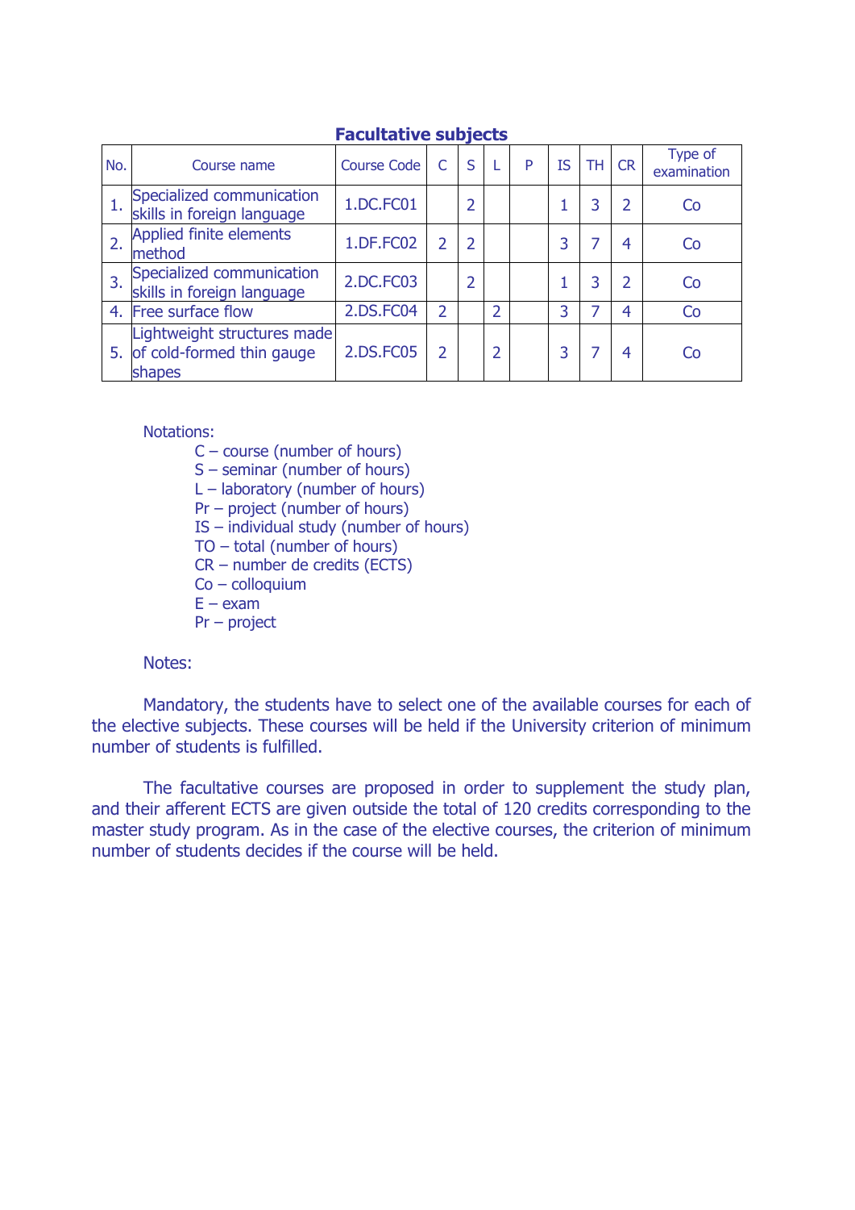## Facultative subjects

| No. | Course name | Course Code | C | S | L | P | IS | TH | CR | Type of examination |
|---|---|---|---|---|---|---|---|---|---|---|
| 1. | Specialized communication skills in foreign language | 1.DC.FC01 | | 2 | | | 1 | 3 | 2 | Co |
| 2. | Applied finite elements method | 1.DF.FC02 | 2 | 2 | | | 3 | 7 | 4 | Co |
| 3. | Specialized communication skills in foreign language | 2.DC.FC03 | | 2 | | | 1 | 3 | 2 | Co |
| 4. | Free surface flow | 2.DS.FC04 | 2 | | 2 | | 3 | 7 | 4 | Co |
| 5. | Lightweight structures made of cold-formed thin gauge shapes | 2.DS.FC05 | 2 | | 2 | | 3 | 7 | 4 | Co |

Notations:

- C – course (number of hours)
- S – seminar (number of hours)
- L – laboratory (number of hours)
- Pr – project (number of hours)
- IS – individual study (number of hours)
- TO – total (number of hours)
- CR – number de credits (ECTS)
- Co – colloquium
- E – exam
- Pr – project

Notes:

Mandatory, the students have to select one of the available courses for each of the elective subjects. These courses will be held if the University criterion of minimum number of students is fulfilled.

The facultative courses are proposed in order to supplement the study plan, and their afferent ECTS are given outside the total of 120 credits corresponding to the master study program. As in the case of the elective courses, the criterion of minimum number of students decides if the course will be held.